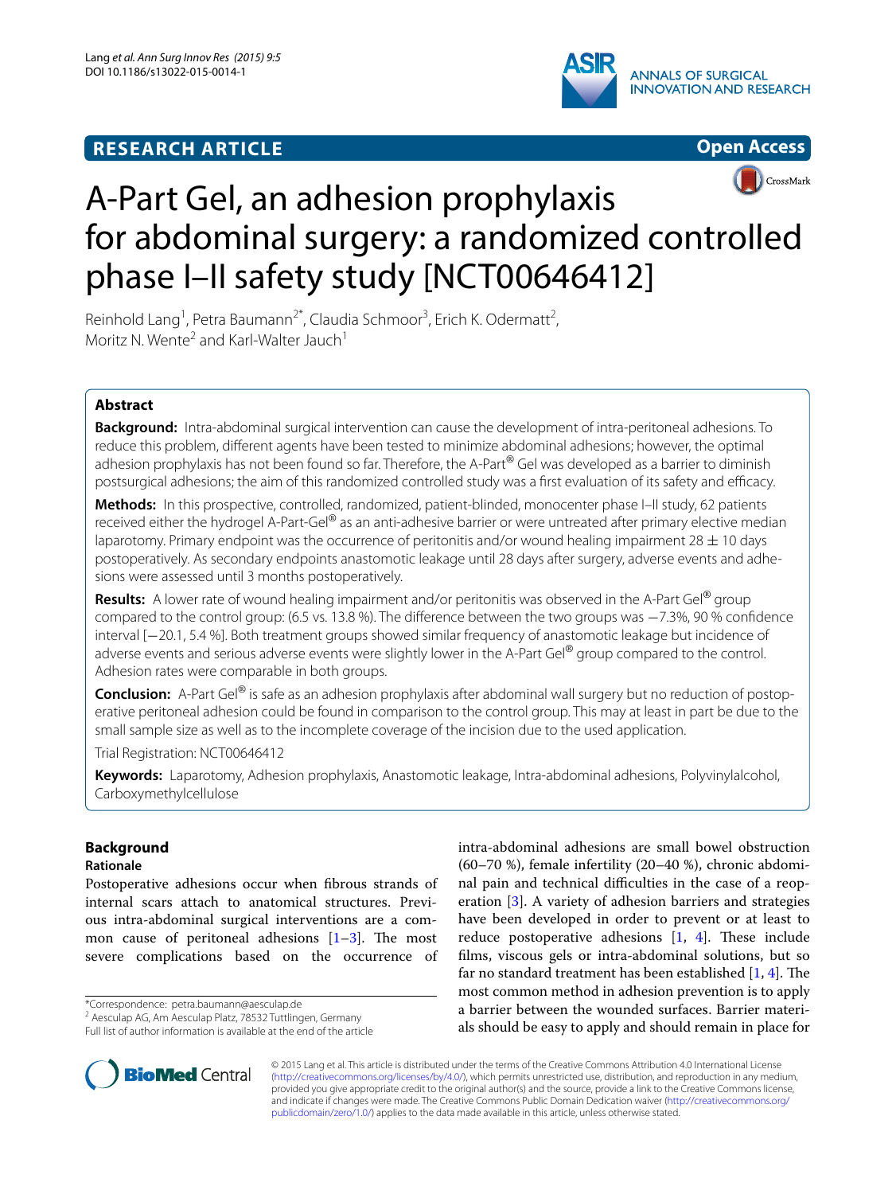**RESEARCH ARTICLE** **Open Access**

# A-Part Gel, an adhesion prophylaxis for abdominal surgery: a randomized controlled phase I–II safety study [NCT00646412]

Reinhold Lang[1], Petra Baumann[2*], Claudia Schmoor[3], Erich K. Odermatt[2], Moritz N. Wente[2] and Karl-Walter Jauch[1]

## Abstract

**Background:** Intra-abdominal surgical intervention can cause the development of intra-peritoneal adhesions. To reduce this problem, different agents have been tested to minimize abdominal adhesions; however, the optimal adhesion prophylaxis has not been found so far. Therefore, the A-Part® Gel was developed as a barrier to diminish postsurgical adhesions; the aim of this randomized controlled study was a first evaluation of its safety and efficacy.

**Methods:** In this prospective, controlled, randomized, patient-blinded, monocenter phase I–II study, 62 patients received either the hydrogel A-Part-Gel® as an anti-adhesive barrier or were untreated after primary elective median laparotomy. Primary endpoint was the occurrence of peritonitis and/or wound healing impairment 28 ± 10 days postoperatively. As secondary endpoints anastomotic leakage until 28 days after surgery, adverse events and adhesions were assessed until 3 months postoperatively.

**Results:** A lower rate of wound healing impairment and/or peritonitis was observed in the A-Part Gel® group compared to the control group: (6.5 vs. 13.8 %). The difference between the two groups was −7.3%, 90 % confidence interval [−20.1, 5.4 %]. Both treatment groups showed similar frequency of anastomotic leakage but incidence of adverse events and serious adverse events were slightly lower in the A-Part Gel® group compared to the control. Adhesion rates were comparable in both groups.

**Conclusion:** A-Part Gel® is safe as an adhesion prophylaxis after abdominal wall surgery but no reduction of postoperative peritoneal adhesion could be found in comparison to the control group. This may at least in part be due to the small sample size as well as to the incomplete coverage of the incision due to the used application.

Trial Registration: NCT00646412

**Keywords:** Laparotomy, Adhesion prophylaxis, Anastomotic leakage, Intra-abdominal adhesions, Polyvinylalcohol, Carboxymethylcellulose

## Background

### Rationale

Postoperative adhesions occur when fibrous strands of internal scars attach to anatomical structures. Previous intra-abdominal surgical interventions are a common cause of peritoneal adhesions [1–3]. The most severe complications based on the occurrence of intra-abdominal adhesions are small bowel obstruction (60–70 %), female infertility (20–40 %), chronic abdominal pain and technical difficulties in the case of a reoperation [3]. A variety of adhesion barriers and strategies have been developed in order to prevent or at least to reduce postoperative adhesions [1, 4]. These include films, viscous gels or intra-abdominal solutions, but so far no standard treatment has been established [1, 4]. The most common method in adhesion prevention is to apply a barrier between the wounded surfaces. Barrier materials should be easy to apply and should remain in place for

*Correspondence: petra.baumann@aesculap.de
[2] Aesculap AG, Am Aesculap Platz, 78532 Tuttlingen, Germany
Full list of author information is available at the end of the article

© 2015 Lang et al. This article is distributed under the terms of the Creative Commons Attribution 4.0 International License (http://creativecommons.org/licenses/by/4.0/), which permits unrestricted use, distribution, and reproduction in any medium, provided you give appropriate credit to the original author(s) and the source, provide a link to the Creative Commons license, and indicate if changes were made. The Creative Commons Public Domain Dedication waiver (http://creativecommons.org/publicdomain/zero/1.0/) applies to the data made available in this article, unless otherwise stated.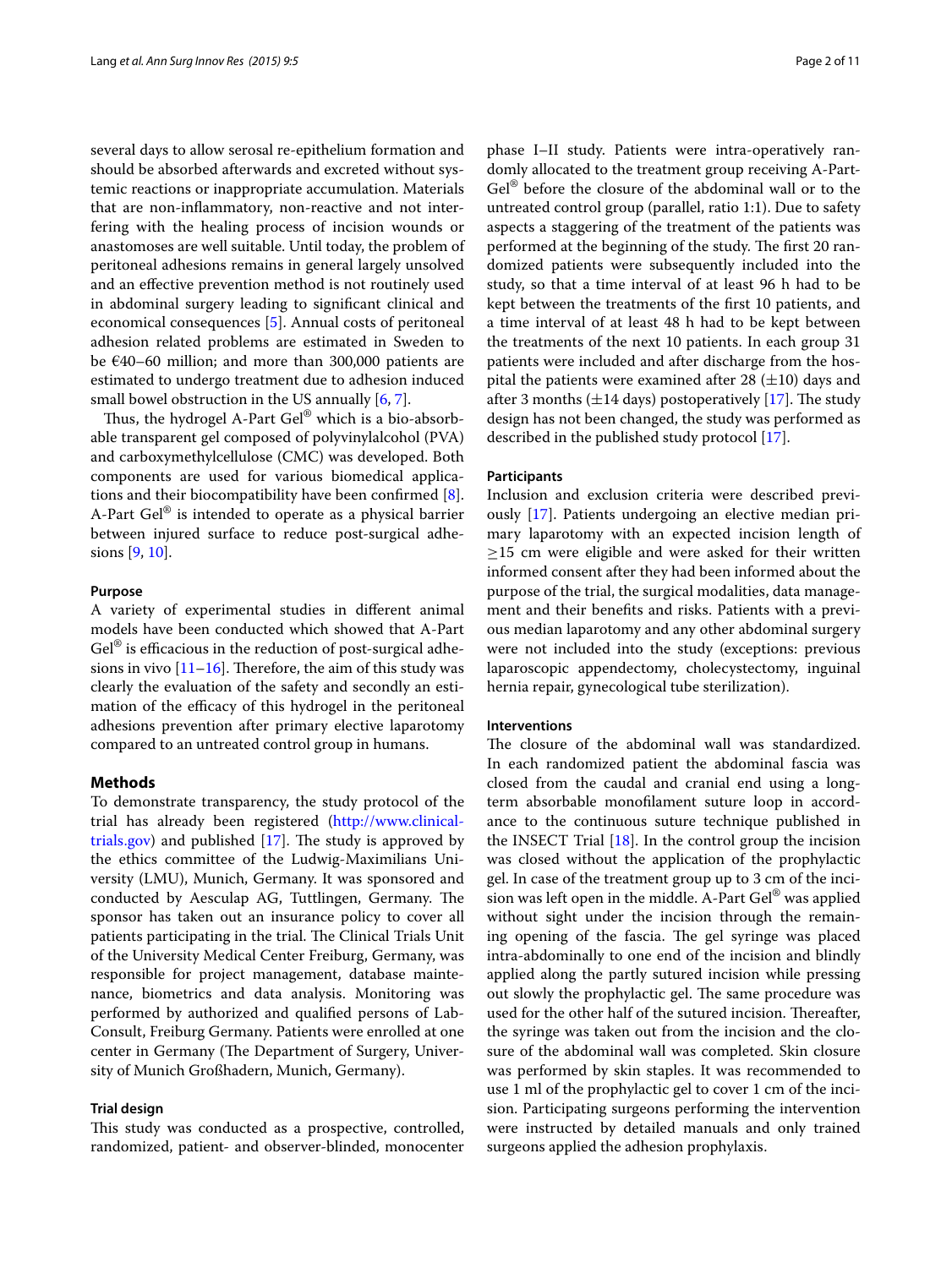several days to allow serosal re-epithelium formation and should be absorbed afterwards and excreted without systemic reactions or inappropriate accumulation. Materials that are non-inflammatory, non-reactive and not interfering with the healing process of incision wounds or anastomoses are well suitable. Until today, the problem of peritoneal adhesions remains in general largely unsolved and an effective prevention method is not routinely used in abdominal surgery leading to significant clinical and economical consequences [5]. Annual costs of peritoneal adhesion related problems are estimated in Sweden to be €40–60 million; and more than 300,000 patients are estimated to undergo treatment due to adhesion induced small bowel obstruction in the US annually [6, 7].

Thus, the hydrogel A-Part Gel® which is a bio-absorbable transparent gel composed of polyvinylalcohol (PVA) and carboxymethylcellulose (CMC) was developed. Both components are used for various biomedical applications and their biocompatibility have been confirmed [8]. A-Part Gel® is intended to operate as a physical barrier between injured surface to reduce post-surgical adhesions [9, 10].

### Purpose

A variety of experimental studies in different animal models have been conducted which showed that A-Part Gel® is efficacious in the reduction of post-surgical adhesions in vivo [11–16]. Therefore, the aim of this study was clearly the evaluation of the safety and secondly an estimation of the efficacy of this hydrogel in the peritoneal adhesions prevention after primary elective laparotomy compared to an untreated control group in humans.

## Methods

To demonstrate transparency, the study protocol of the trial has already been registered (http://www.clinicaltrials.gov) and published [17]. The study is approved by the ethics committee of the Ludwig-Maximilians University (LMU), Munich, Germany. It was sponsored and conducted by Aesculap AG, Tuttlingen, Germany. The sponsor has taken out an insurance policy to cover all patients participating in the trial. The Clinical Trials Unit of the University Medical Center Freiburg, Germany, was responsible for project management, database maintenance, biometrics and data analysis. Monitoring was performed by authorized and qualified persons of Lab-Consult, Freiburg Germany. Patients were enrolled at one center in Germany (The Department of Surgery, University of Munich Großhadern, Munich, Germany).

### Trial design

This study was conducted as a prospective, controlled, randomized, patient- and observer-blinded, monocenter phase I–II study. Patients were intra-operatively randomly allocated to the treatment group receiving A-Part-Gel® before the closure of the abdominal wall or to the untreated control group (parallel, ratio 1:1). Due to safety aspects a staggering of the treatment of the patients was performed at the beginning of the study. The first 20 randomized patients were subsequently included into the study, so that a time interval of at least 96 h had to be kept between the treatments of the first 10 patients, and a time interval of at least 48 h had to be kept between the treatments of the next 10 patients. In each group 31 patients were included and after discharge from the hospital the patients were examined after 28 (±10) days and after 3 months (±14 days) postoperatively [17]. The study design has not been changed, the study was performed as described in the published study protocol [17].

### Participants

Inclusion and exclusion criteria were described previously [17]. Patients undergoing an elective median primary laparotomy with an expected incision length of ≥15 cm were eligible and were asked for their written informed consent after they had been informed about the purpose of the trial, the surgical modalities, data management and their benefits and risks. Patients with a previous median laparotomy and any other abdominal surgery were not included into the study (exceptions: previous laparoscopic appendectomy, cholecystectomy, inguinal hernia repair, gynecological tube sterilization).

### Interventions

The closure of the abdominal wall was standardized. In each randomized patient the abdominal fascia was closed from the caudal and cranial end using a long-term absorbable monofilament suture loop in accordance to the continuous suture technique published in the INSECT Trial [18]. In the control group the incision was closed without the application of the prophylactic gel. In case of the treatment group up to 3 cm of the incision was left open in the middle. A-Part Gel® was applied without sight under the incision through the remaining opening of the fascia. The gel syringe was placed intra-abdominally to one end of the incision and blindly applied along the partly sutured incision while pressing out slowly the prophylactic gel. The same procedure was used for the other half of the sutured incision. Thereafter, the syringe was taken out from the incision and the closure of the abdominal wall was completed. Skin closure was performed by skin staples. It was recommended to use 1 ml of the prophylactic gel to cover 1 cm of the incision. Participating surgeons performing the intervention were instructed by detailed manuals and only trained surgeons applied the adhesion prophylaxis.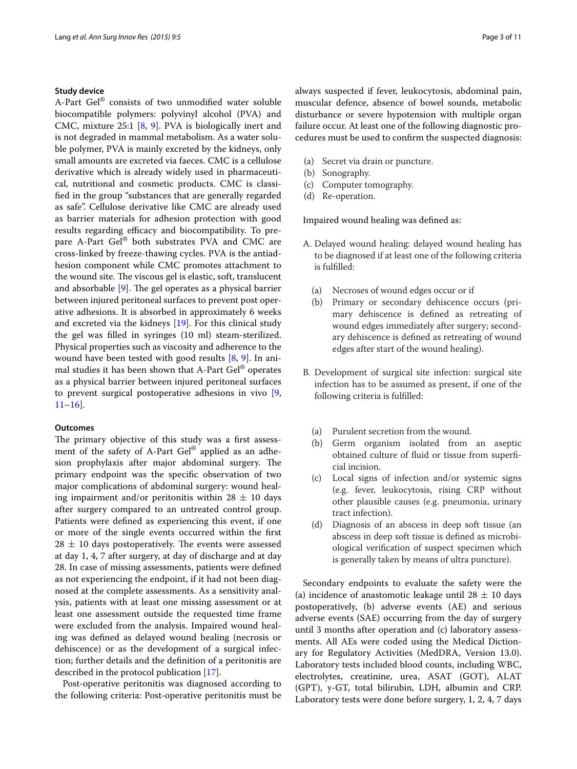### Study device

A-Part Gel® consists of two unmodified water soluble biocompatible polymers: polyvinyl alcohol (PVA) and CMC, mixture 25:1 [8, 9]. PVA is biologically inert and is not degraded in mammal metabolism. As a water soluble polymer, PVA is mainly excreted by the kidneys, only small amounts are excreted via faeces. CMC is a cellulose derivative which is already widely used in pharmaceutical, nutritional and cosmetic products. CMC is classified in the group "substances that are generally regarded as safe". Cellulose derivative like CMC are already used as barrier materials for adhesion protection with good results regarding efficacy and biocompatibility. To prepare A-Part Gel® both substrates PVA and CMC are cross-linked by freeze-thawing cycles. PVA is the antiadhesion component while CMC promotes attachment to the wound site. The viscous gel is elastic, soft, translucent and absorbable [9]. The gel operates as a physical barrier between injured peritoneal surfaces to prevent post operative adhesions. It is absorbed in approximately 6 weeks and excreted via the kidneys [19]. For this clinical study the gel was filled in syringes (10 ml) steam-sterilized. Physical properties such as viscosity and adherence to the wound have been tested with good results [8, 9]. In animal studies it has been shown that A-Part Gel® operates as a physical barrier between injured peritoneal surfaces to prevent surgical postoperative adhesions in vivo [9, 11–16].

### Outcomes

The primary objective of this study was a first assessment of the safety of A-Part Gel® applied as an adhesion prophylaxis after major abdominal surgery. The primary endpoint was the specific observation of two major complications of abdominal surgery: wound healing impairment and/or peritonitis within $28 \pm 10$ days after surgery compared to an untreated control group. Patients were defined as experiencing this event, if one or more of the single events occurred within the first $28 \pm 10$ days postoperatively. The events were assessed at day 1, 4, 7 after surgery, at day of discharge and at day 28. In case of missing assessments, patients were defined as not experiencing the endpoint, if it had not been diagnosed at the complete assessments. As a sensitivity analysis, patients with at least one missing assessment or at least one assessment outside the requested time frame were excluded from the analysis. Impaired wound healing was defined as delayed wound healing (necrosis or dehiscence) or as the development of a surgical infection; further details and the definition of a peritonitis are described in the protocol publication [17].

Post-operative peritonitis was diagnosed according to the following criteria: Post-operative peritonitis must be always suspected if fever, leukocytosis, abdominal pain, muscular defence, absence of bowel sounds, metabolic disturbance or severe hypotension with multiple organ failure occur. At least one of the following diagnostic procedures must be used to confirm the suspected diagnosis:

(a) Secret via drain or puncture.
(b) Sonography.
(c) Computer tomography.
(d) Re-operation.

Impaired wound healing was defined as:

A. Delayed wound healing: delayed wound healing has to be diagnosed if at least one of the following criteria is fulfilled:

  (a) Necroses of wound edges occur or if
  (b) Primary or secondary dehiscence occurs (primary dehiscence is defined as retreating of wound edges immediately after surgery; secondary dehiscence is defined as retreating of wound edges after start of the wound healing).

B. Development of surgical site infection: surgical site infection has to be assumed as present, if one of the following criteria is fulfilled:

  (a) Purulent secretion from the wound.
  (b) Germ organism isolated from an aseptic obtained culture of fluid or tissue from superficial incision.
  (c) Local signs of infection and/or systemic signs (e.g. fever, leukocytosis, rising CRP without other plausible causes (e.g. pneumonia, urinary tract infection).
  (d) Diagnosis of an abscess in deep soft tissue (an abscess in deep soft tissue is defined as microbiological verification of suspect specimen which is generally taken by means of ultra puncture).

Secondary endpoints to evaluate the safety were the (a) incidence of anastomotic leakage until $28 \pm 10$ days postoperatively, (b) adverse events (AE) and serious adverse events (SAE) occurring from the day of surgery until 3 months after operation and (c) laboratory assessments. All AEs were coded using the Medical Dictionary for Regulatory Activities (MedDRA, Version 13.0). Laboratory tests included blood counts, including WBC, electrolytes, creatinine, urea, ASAT (GOT), ALAT (GPT), γ-GT, total bilirubin, LDH, albumin and CRP. Laboratory tests were done before surgery, 1, 2, 4, 7 days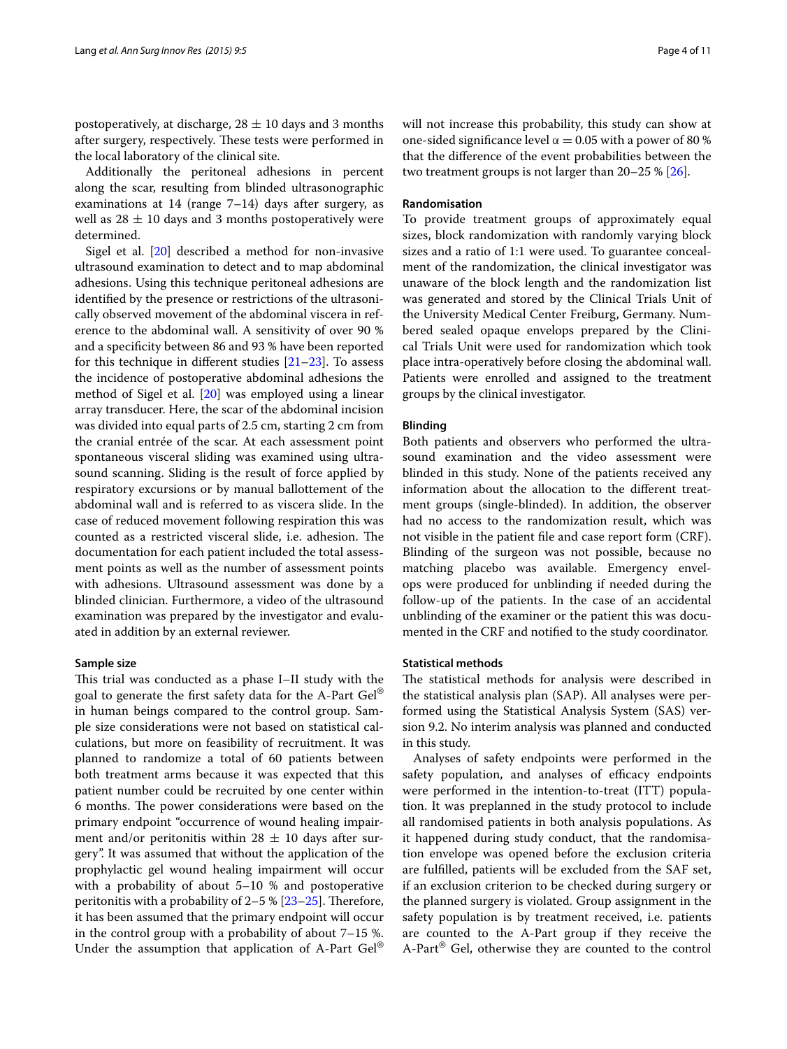postoperatively, at discharge, $28 \pm 10$ days and 3 months after surgery, respectively. These tests were performed in the local laboratory of the clinical site.

Additionally the peritoneal adhesions in percent along the scar, resulting from blinded ultrasonographic examinations at 14 (range 7–14) days after surgery, as well as $28 \pm 10$ days and 3 months postoperatively were determined.

Sigel et al. [20] described a method for non-invasive ultrasound examination to detect and to map abdominal adhesions. Using this technique peritoneal adhesions are identified by the presence or restrictions of the ultrasonically observed movement of the abdominal viscera in reference to the abdominal wall. A sensitivity of over 90 % and a specificity between 86 and 93 % have been reported for this technique in different studies [21–23]. To assess the incidence of postoperative abdominal adhesions the method of Sigel et al. [20] was employed using a linear array transducer. Here, the scar of the abdominal incision was divided into equal parts of 2.5 cm, starting 2 cm from the cranial entrée of the scar. At each assessment point spontaneous visceral sliding was examined using ultrasound scanning. Sliding is the result of force applied by respiratory excursions or by manual ballottement of the abdominal wall and is referred to as viscera slide. In the case of reduced movement following respiration this was counted as a restricted visceral slide, i.e. adhesion. The documentation for each patient included the total assessment points as well as the number of assessment points with adhesions. Ultrasound assessment was done by a blinded clinician. Furthermore, a video of the ultrasound examination was prepared by the investigator and evaluated in addition by an external reviewer.

#### Sample size

This trial was conducted as a phase I–II study with the goal to generate the first safety data for the A-Part Gel® in human beings compared to the control group. Sample size considerations were not based on statistical calculations, but more on feasibility of recruitment. It was planned to randomize a total of 60 patients between both treatment arms because it was expected that this patient number could be recruited by one center within 6 months. The power considerations were based on the primary endpoint "occurrence of wound healing impairment and/or peritonitis within $28 \pm 10$ days after surgery". It was assumed that without the application of the prophylactic gel wound healing impairment will occur with a probability of about 5–10 % and postoperative peritonitis with a probability of 2–5 % [23–25]. Therefore, it has been assumed that the primary endpoint will occur in the control group with a probability of about 7–15 %. Under the assumption that application of A-Part Gel® will not increase this probability, this study can show at one-sided significance level $\alpha = 0.05$ with a power of 80 % that the difference of the event probabilities between the two treatment groups is not larger than 20–25 % [26].

#### Randomisation

To provide treatment groups of approximately equal sizes, block randomization with randomly varying block sizes and a ratio of 1:1 were used. To guarantee concealment of the randomization, the clinical investigator was unaware of the block length and the randomization list was generated and stored by the Clinical Trials Unit of the University Medical Center Freiburg, Germany. Numbered sealed opaque envelops prepared by the Clinical Trials Unit were used for randomization which took place intra-operatively before closing the abdominal wall. Patients were enrolled and assigned to the treatment groups by the clinical investigator.

#### Blinding

Both patients and observers who performed the ultrasound examination and the video assessment were blinded in this study. None of the patients received any information about the allocation to the different treatment groups (single-blinded). In addition, the observer had no access to the randomization result, which was not visible in the patient file and case report form (CRF). Blinding of the surgeon was not possible, because no matching placebo was available. Emergency envelops were produced for unblinding if needed during the follow-up of the patients. In the case of an accidental unblinding of the examiner or the patient this was documented in the CRF and notified to the study coordinator.

#### Statistical methods

The statistical methods for analysis were described in the statistical analysis plan (SAP). All analyses were performed using the Statistical Analysis System (SAS) version 9.2. No interim analysis was planned and conducted in this study.

Analyses of safety endpoints were performed in the safety population, and analyses of efficacy endpoints were performed in the intention-to-treat (ITT) population. It was preplanned in the study protocol to include all randomised patients in both analysis populations. As it happened during study conduct, that the randomisation envelope was opened before the exclusion criteria are fulfilled, patients will be excluded from the SAF set, if an exclusion criterion to be checked during surgery or the planned surgery is violated. Group assignment in the safety population is by treatment received, i.e. patients are counted to the A-Part group if they receive the A-Part® Gel, otherwise they are counted to the control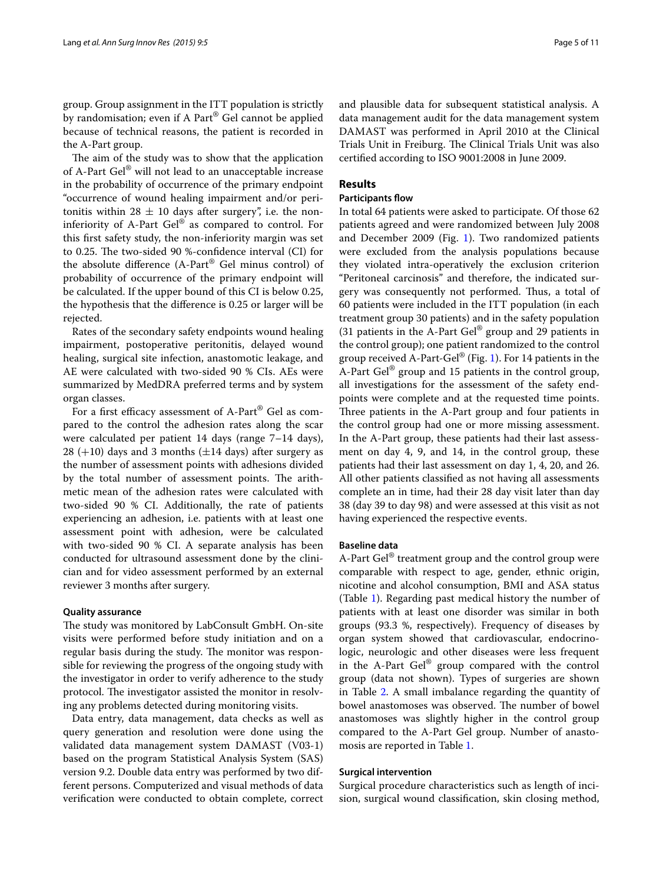group. Group assignment in the ITT population is strictly by randomisation; even if A Part® Gel cannot be applied because of technical reasons, the patient is recorded in the A-Part group.

The aim of the study was to show that the application of A-Part Gel® will not lead to an unacceptable increase in the probability of occurrence of the primary endpoint "occurrence of wound healing impairment and/or peritonitis within $28 \pm 10$ days after surgery", i.e. the non-inferiority of A-Part Gel® as compared to control. For this first safety study, the non-inferiority margin was set to 0.25. The two-sided 90 %-confidence interval (CI) for the absolute difference (A-Part® Gel minus control) of probability of occurrence of the primary endpoint will be calculated. If the upper bound of this CI is below 0.25, the hypothesis that the difference is 0.25 or larger will be rejected.

Rates of the secondary safety endpoints wound healing impairment, postoperative peritonitis, delayed wound healing, surgical site infection, anastomotic leakage, and AE were calculated with two-sided 90 % CIs. AEs were summarized by MedDRA preferred terms and by system organ classes.

For a first efficacy assessment of A-Part® Gel as compared to the control the adhesion rates along the scar were calculated per patient 14 days (range 7–14 days), 28 (+10) days and 3 months ($\pm14$ days) after surgery as the number of assessment points with adhesions divided by the total number of assessment points. The arithmetic mean of the adhesion rates were calculated with two-sided 90 % CI. Additionally, the rate of patients experiencing an adhesion, i.e. patients with at least one assessment point with adhesion, were be calculated with two-sided 90 % CI. A separate analysis has been conducted for ultrasound assessment done by the clinician and for video assessment performed by an external reviewer 3 months after surgery.

### Quality assurance

The study was monitored by LabConsult GmbH. On-site visits were performed before study initiation and on a regular basis during the study. The monitor was responsible for reviewing the progress of the ongoing study with the investigator in order to verify adherence to the study protocol. The investigator assisted the monitor in resolving any problems detected during monitoring visits.

Data entry, data management, data checks as well as query generation and resolution were done using the validated data management system DAMAST (V03-1) based on the program Statistical Analysis System (SAS) version 9.2. Double data entry was performed by two different persons. Computerized and visual methods of data verification were conducted to obtain complete, correct and plausible data for subsequent statistical analysis. A data management audit for the data management system DAMAST was performed in April 2010 at the Clinical Trials Unit in Freiburg. The Clinical Trials Unit was also certified according to ISO 9001:2008 in June 2009.

## Results

### Participants flow

In total 64 patients were asked to participate. Of those 62 patients agreed and were randomized between July 2008 and December 2009 (Fig. 1). Two randomized patients were excluded from the analysis populations because they violated intra-operatively the exclusion criterion "Peritoneal carcinosis" and therefore, the indicated surgery was consequently not performed. Thus, a total of 60 patients were included in the ITT population (in each treatment group 30 patients) and in the safety population (31 patients in the A-Part Gel® group and 29 patients in the control group); one patient randomized to the control group received A-Part-Gel® (Fig. 1). For 14 patients in the A-Part Gel® group and 15 patients in the control group, all investigations for the assessment of the safety endpoints were complete and at the requested time points. Three patients in the A-Part group and four patients in the control group had one or more missing assessment. In the A-Part group, these patients had their last assessment on day 4, 9, and 14, in the control group, these patients had their last assessment on day 1, 4, 20, and 26. All other patients classified as not having all assessments complete an in time, had their 28 day visit later than day 38 (day 39 to day 98) and were assessed at this visit as not having experienced the respective events.

### Baseline data

A-Part Gel® treatment group and the control group were comparable with respect to age, gender, ethnic origin, nicotine and alcohol consumption, BMI and ASA status (Table 1). Regarding past medical history the number of patients with at least one disorder was similar in both groups (93.3 %, respectively). Frequency of diseases by organ system showed that cardiovascular, endocrinologic, neurologic and other diseases were less frequent in the A-Part Gel® group compared with the control group (data not shown). Types of surgeries are shown in Table 2. A small imbalance regarding the quantity of bowel anastomoses was observed. The number of bowel anastomoses was slightly higher in the control group compared to the A-Part Gel group. Number of anastomosis are reported in Table 1.

### Surgical intervention

Surgical procedure characteristics such as length of incision, surgical wound classification, skin closing method,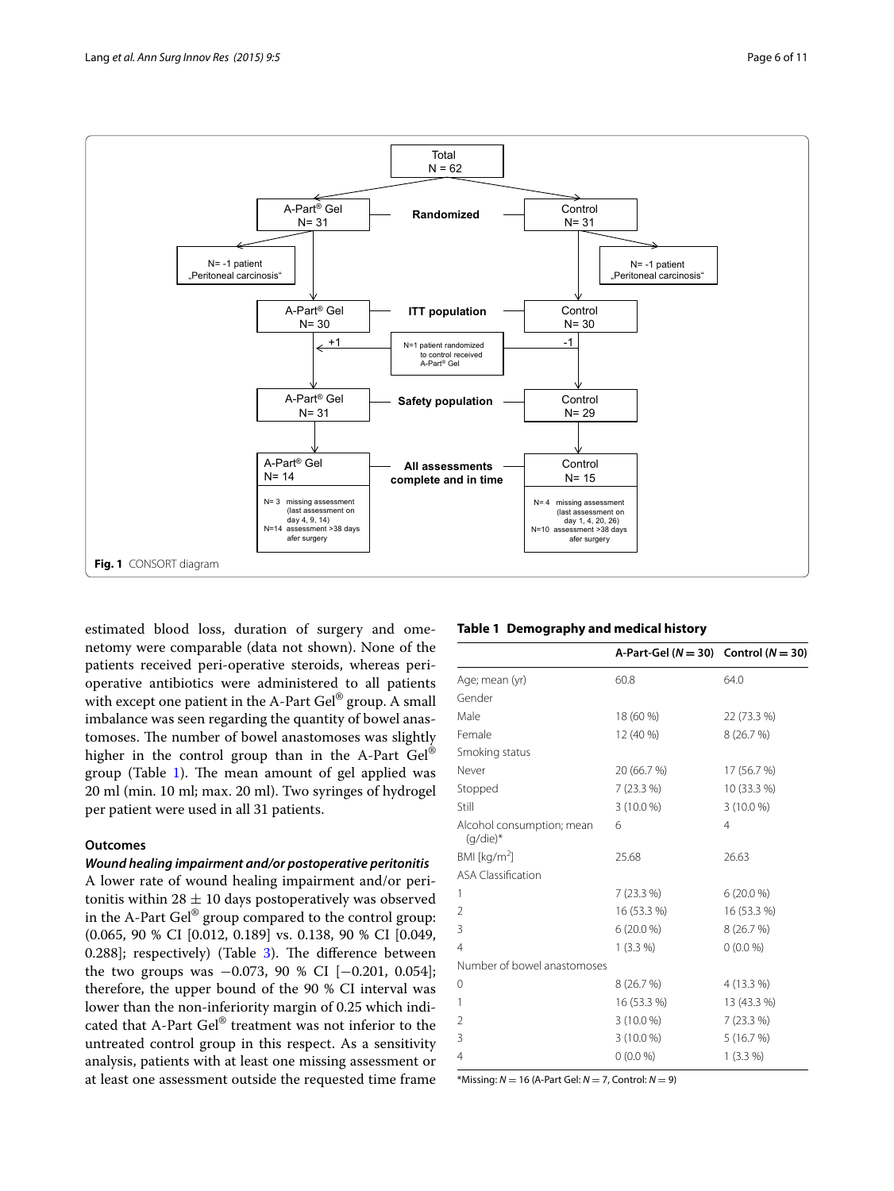Total
N = 62

A-Part® Gel N= 31 | Randomized | Control N= 31

N= -1 patient „Peritoneal carcinosis“ | N= -1 patient „Peritoneal carcinosis“

A-Part® Gel N= 30 | ITT population | Control N= 30

+1 | N=1 patient randomized to control received A-Part® Gel | -1

A-Part® Gel N= 31 | Safety population | Control N= 29

A-Part® Gel N= 14 | All assessments complete and in time | Control N= 15

N= 3 missing assessment (last assessment on day 4, 9, 14)
N=14 assessment >38 days afer surgery

N= 4 missing assessment (last assessment on day 1, 4, 20, 26)
N=10 assessment >38 days afer surgery

**Fig. 1** CONSORT diagram

estimated blood loss, duration of surgery and omenetomy were comparable (data not shown). None of the patients received peri-operative steroids, whereas peri-operative antibiotics were administered to all patients with except one patient in the A-Part Gel® group. A small imbalance was seen regarding the quantity of bowel anastomoses. The number of bowel anastomoses was slightly higher in the control group than in the A-Part Gel® group (Table 1). The mean amount of gel applied was 20 ml (min. 10 ml; max. 20 ml). Two syringes of hydrogel per patient were used in all 31 patients.

### Outcomes

#### *Wound healing impairment and/or postoperative peritonitis*

A lower rate of wound healing impairment and/or peritonitis within $28 \pm 10$ days postoperatively was observed in the A-Part Gel® group compared to the control group: (0.065, 90 % CI [0.012, 0.189] vs. 0.138, 90 % CI [0.049, 0.288]; respectively) (Table 3). The difference between the two groups was −0.073, 90 % CI [−0.201, 0.054]; therefore, the upper bound of the 90 % CI interval was lower than the non-inferiority margin of 0.25 which indicated that A-Part Gel® treatment was not inferior to the untreated control group in this respect. As a sensitivity analysis, patients with at least one missing assessment or at least one assessment outside the requested time frame

**Table 1 Demography and medical history**

| | A-Part-Gel ($N = 30$) | Control ($N = 30$) |
|---|---|---|
| Age; mean (yr) | 60.8 | 64.0 |
| Gender | | |
| Male | 18 (60 %) | 22 (73.3 %) |
| Female | 12 (40 %) | 8 (26.7 %) |
| Smoking status | | |
| Never | 20 (66.7 %) | 17 (56.7 %) |
| Stopped | 7 (23.3 %) | 10 (33.3 %) |
| Still | 3 (10.0 %) | 3 (10.0 %) |
| Alcohol consumption; mean (g/die)* | 6 | 4 |
| BMI [kg/m$^2$] | 25.68 | 26.63 |
| ASA Classification | | |
| 1 | 7 (23.3 %) | 6 (20.0 %) |
| 2 | 16 (53.3 %) | 16 (53.3 %) |
| 3 | 6 (20.0 %) | 8 (26.7 %) |
| 4 | 1 (3.3 %) | 0 (0.0 %) |
| Number of bowel anastomoses | | |
| 0 | 8 (26.7 %) | 4 (13.3 %) |
| 1 | 16 (53.3 %) | 13 (43.3 %) |
| 2 | 3 (10.0 %) | 7 (23.3 %) |
| 3 | 3 (10.0 %) | 5 (16.7 %) |
| 4 | 0 (0.0 %) | 1 (3.3 %) |

*Missing: $N = 16$ (A-Part Gel: $N = 7$, Control: $N = 9$)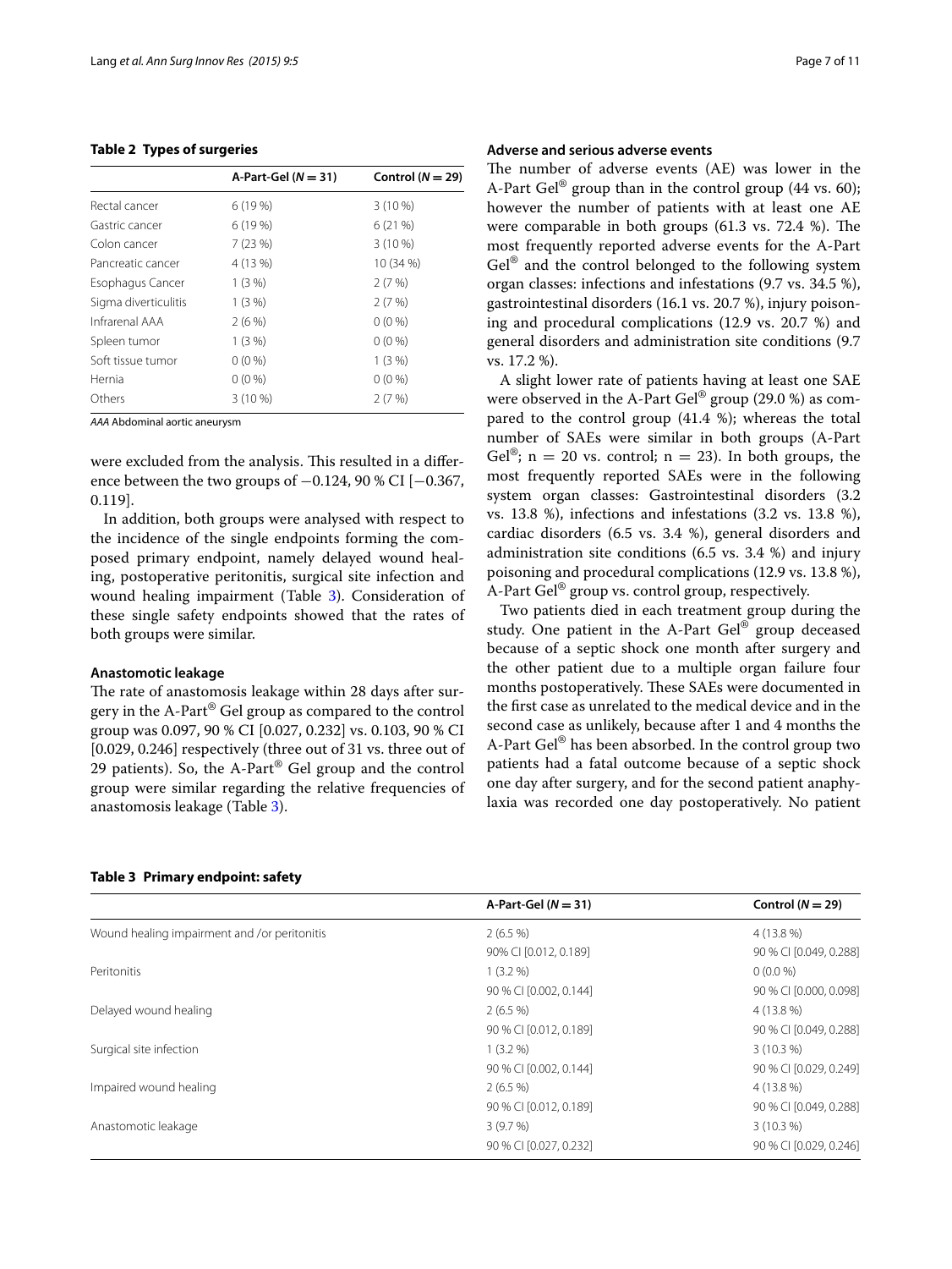**Table 2 Types of surgeries**

| | A-Part-Gel (*N* = 31) | Control (*N* = 29) |
|---|---|---|
| Rectal cancer | 6 (19 %) | 3 (10 %) |
| Gastric cancer | 6 (19 %) | 6 (21 %) |
| Colon cancer | 7 (23 %) | 3 (10 %) |
| Pancreatic cancer | 4 (13 %) | 10 (34 %) |
| Esophagus Cancer | 1 (3 %) | 2 (7 %) |
| Sigma diverticulitis | 1 (3 %) | 2 (7 %) |
| Infrarenal AAA | 2 (6 %) | 0 (0 %) |
| Spleen tumor | 1 (3 %) | 0 (0 %) |
| Soft tissue tumor | 0 (0 %) | 1 (3 %) |
| Hernia | 0 (0 %) | 0 (0 %) |
| Others | 3 (10 %) | 2 (7 %) |

*AAA* Abdominal aortic aneurysm

were excluded from the analysis. This resulted in a difference between the two groups of −0.124, 90 % CI [−0.367, 0.119].

In addition, both groups were analysed with respect to the incidence of the single endpoints forming the composed primary endpoint, namely delayed wound healing, postoperative peritonitis, surgical site infection and wound healing impairment (Table 3). Consideration of these single safety endpoints showed that the rates of both groups were similar.

### Anastomotic leakage

The rate of anastomosis leakage within 28 days after surgery in the A-Part® Gel group as compared to the control group was 0.097, 90 % CI [0.027, 0.232] vs. 0.103, 90 % CI [0.029, 0.246] respectively (three out of 31 vs. three out of 29 patients). So, the A-Part® Gel group and the control group were similar regarding the relative frequencies of anastomosis leakage (Table 3).

### Adverse and serious adverse events

The number of adverse events (AE) was lower in the A-Part Gel® group than in the control group (44 vs. 60); however the number of patients with at least one AE were comparable in both groups (61.3 vs. 72.4 %). The most frequently reported adverse events for the A-Part Gel® and the control belonged to the following system organ classes: infections and infestations (9.7 vs. 34.5 %), gastrointestinal disorders (16.1 vs. 20.7 %), injury poisoning and procedural complications (12.9 vs. 20.7 %) and general disorders and administration site conditions (9.7 vs. 17.2 %).

A slight lower rate of patients having at least one SAE were observed in the A-Part Gel® group (29.0 %) as compared to the control group (41.4 %); whereas the total number of SAEs were similar in both groups (A-Part Gel®; n = 20 vs. control; n = 23). In both groups, the most frequently reported SAEs were in the following system organ classes: Gastrointestinal disorders (3.2 vs. 13.8 %), infections and infestations (3.2 vs. 13.8 %), cardiac disorders (6.5 vs. 3.4 %), general disorders and administration site conditions (6.5 vs. 3.4 %) and injury poisoning and procedural complications (12.9 vs. 13.8 %), A-Part Gel® group vs. control group, respectively.

Two patients died in each treatment group during the study. One patient in the A-Part Gel® group deceased because of a septic shock one month after surgery and the other patient due to a multiple organ failure four months postoperatively. These SAEs were documented in the first case as unrelated to the medical device and in the second case as unlikely, because after 1 and 4 months the A-Part Gel® has been absorbed. In the control group two patients had a fatal outcome because of a septic shock one day after surgery, and for the second patient anaphylaxia was recorded one day postoperatively. No patient

**Table 3 Primary endpoint: safety**

| | A-Part-Gel (*N* = 31) | Control (*N* = 29) |
|---|---|---|
| Wound healing impairment and /or peritonitis | 2 (6.5 %) | 4 (13.8 %) |
| | 90% CI [0.012, 0.189] | 90 % CI [0.049, 0.288] |
| Peritonitis | 1 (3.2 %) | 0 (0.0 %) |
| | 90 % CI [0.002, 0.144] | 90 % CI [0.000, 0.098] |
| Delayed wound healing | 2 (6.5 %) | 4 (13.8 %) |
| | 90 % CI [0.012, 0.189] | 90 % CI [0.049, 0.288] |
| Surgical site infection | 1 (3.2 %) | 3 (10.3 %) |
| | 90 % CI [0.002, 0.144] | 90 % CI [0.029, 0.249] |
| Impaired wound healing | 2 (6.5 %) | 4 (13.8 %) |
| | 90 % CI [0.012, 0.189] | 90 % CI [0.049, 0.288] |
| Anastomotic leakage | 3 (9.7 %) | 3 (10.3 %) |
| | 90 % CI [0.027, 0.232] | 90 % CI [0.029, 0.246] |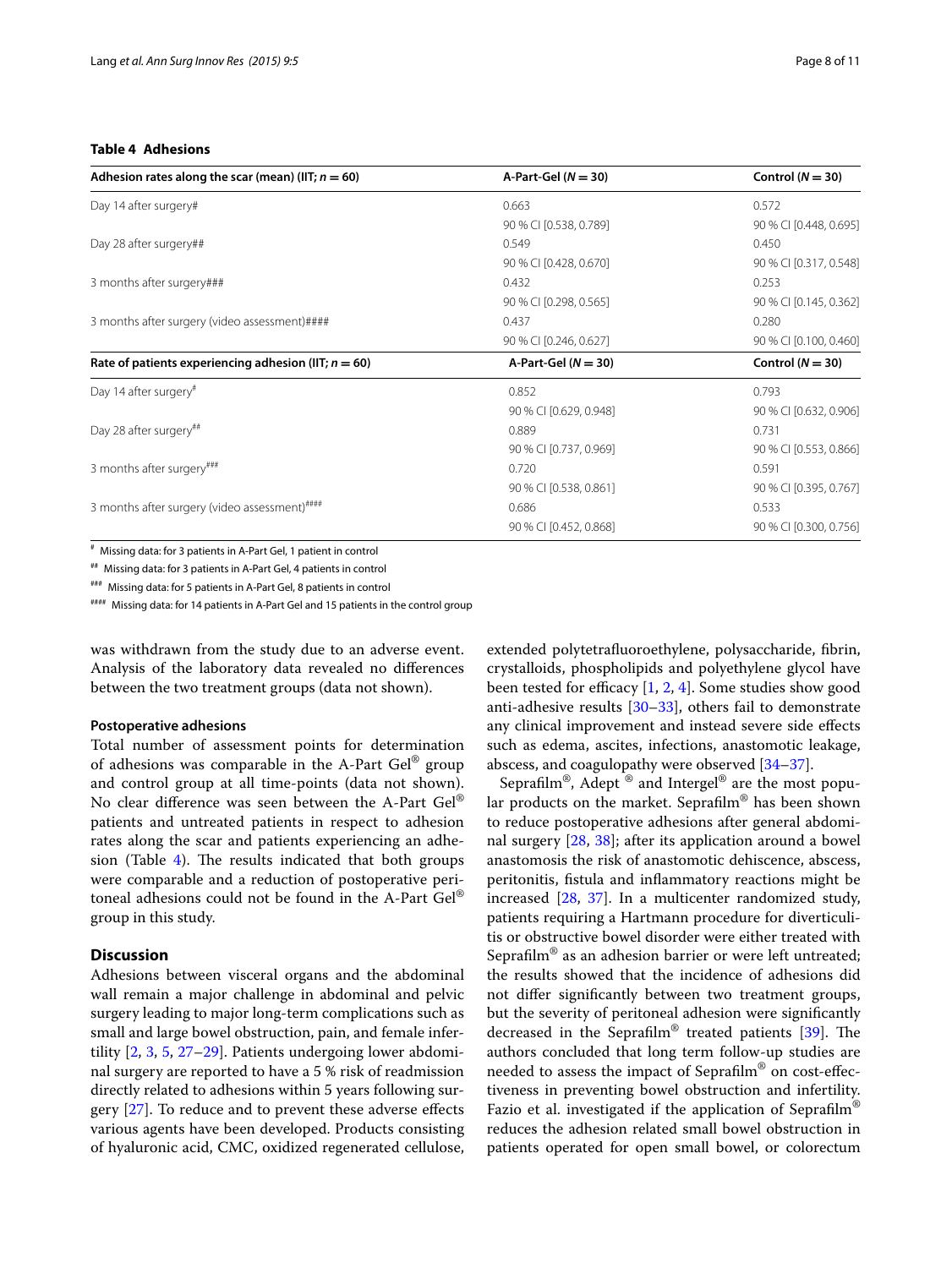**Table 4 Adhesions**

| Adhesion rates along the scar (mean) (IIT; n = 60) | A-Part-Gel (N = 30) | Control (N = 30) |
| --- | --- | --- |
| Day 14 after surgery# | 0.663 | 0.572 |
| | 90 % CI [0.538, 0.789] | 90 % CI [0.448, 0.695] |
| Day 28 after surgery## | 0.549 | 0.450 |
| | 90 % CI [0.428, 0.670] | 90 % CI [0.317, 0.548] |
| 3 months after surgery### | 0.432 | 0.253 |
| | 90 % CI [0.298, 0.565] | 90 % CI [0.145, 0.362] |
| 3 months after surgery (video assessment)#### | 0.437 | 0.280 |
| | 90 % CI [0.246, 0.627] | 90 % CI [0.100, 0.460] |
| **Rate of patients experiencing adhesion (IIT; n = 60)** | **A-Part-Gel (N = 30)** | **Control (N = 30)** |
| Day 14 after surgery# | 0.852 | 0.793 |
| | 90 % CI [0.629, 0.948] | 90 % CI [0.632, 0.906] |
| Day 28 after surgery## | 0.889 | 0.731 |
| | 90 % CI [0.737, 0.969] | 90 % CI [0.553, 0.866] |
| 3 months after surgery### | 0.720 | 0.591 |
| | 90 % CI [0.538, 0.861] | 90 % CI [0.395, 0.767] |
| 3 months after surgery (video assessment)#### | 0.686 | 0.533 |
| | 90 % CI [0.452, 0.868] | 90 % CI [0.300, 0.756] |

# Missing data: for 3 patients in A-Part Gel, 1 patient in control

## Missing data: for 3 patients in A-Part Gel, 4 patients in control

### Missing data: for 5 patients in A-Part Gel, 8 patients in control

#### Missing data: for 14 patients in A-Part Gel and 15 patients in the control group

was withdrawn from the study due to an adverse event. Analysis of the laboratory data revealed no differences between the two treatment groups (data not shown).

#### Postoperative adhesions

Total number of assessment points for determination of adhesions was comparable in the A-Part Gel® group and control group at all time-points (data not shown). No clear difference was seen between the A-Part Gel® patients and untreated patients in respect to adhesion rates along the scar and patients experiencing an adhesion (Table 4). The results indicated that both groups were comparable and a reduction of postoperative peritoneal adhesions could not be found in the A-Part Gel® group in this study.

## Discussion

Adhesions between visceral organs and the abdominal wall remain a major challenge in abdominal and pelvic surgery leading to major long-term complications such as small and large bowel obstruction, pain, and female infertility [2, 3, 5, 27–29]. Patients undergoing lower abdominal surgery are reported to have a 5 % risk of readmission directly related to adhesions within 5 years following surgery [27]. To reduce and to prevent these adverse effects various agents have been developed. Products consisting of hyaluronic acid, CMC, oxidized regenerated cellulose, extended polytetrafluoroethylene, polysaccharide, fibrin, crystalloids, phospholipids and polyethylene glycol have been tested for efficacy [1, 2, 4]. Some studies show good anti-adhesive results [30–33], others fail to demonstrate any clinical improvement and instead severe side effects such as edema, ascites, infections, anastomotic leakage, abscess, and coagulopathy were observed [34–37].

Seprafilm®, Adept ® and Intergel® are the most popular products on the market. Seprafilm® has been shown to reduce postoperative adhesions after general abdominal surgery [28, 38]; after its application around a bowel anastomosis the risk of anastomotic dehiscence, abscess, peritonitis, fistula and inflammatory reactions might be increased [28, 37]. In a multicenter randomized study, patients requiring a Hartmann procedure for diverticulitis or obstructive bowel disorder were either treated with Seprafilm® as an adhesion barrier or were left untreated; the results showed that the incidence of adhesions did not differ significantly between two treatment groups, but the severity of peritoneal adhesion were significantly decreased in the Seprafilm® treated patients [39]. The authors concluded that long term follow-up studies are needed to assess the impact of Seprafilm® on cost-effectiveness in preventing bowel obstruction and infertility. Fazio et al. investigated if the application of Seprafilm® reduces the adhesion related small bowel obstruction in patients operated for open small bowel, or colorectum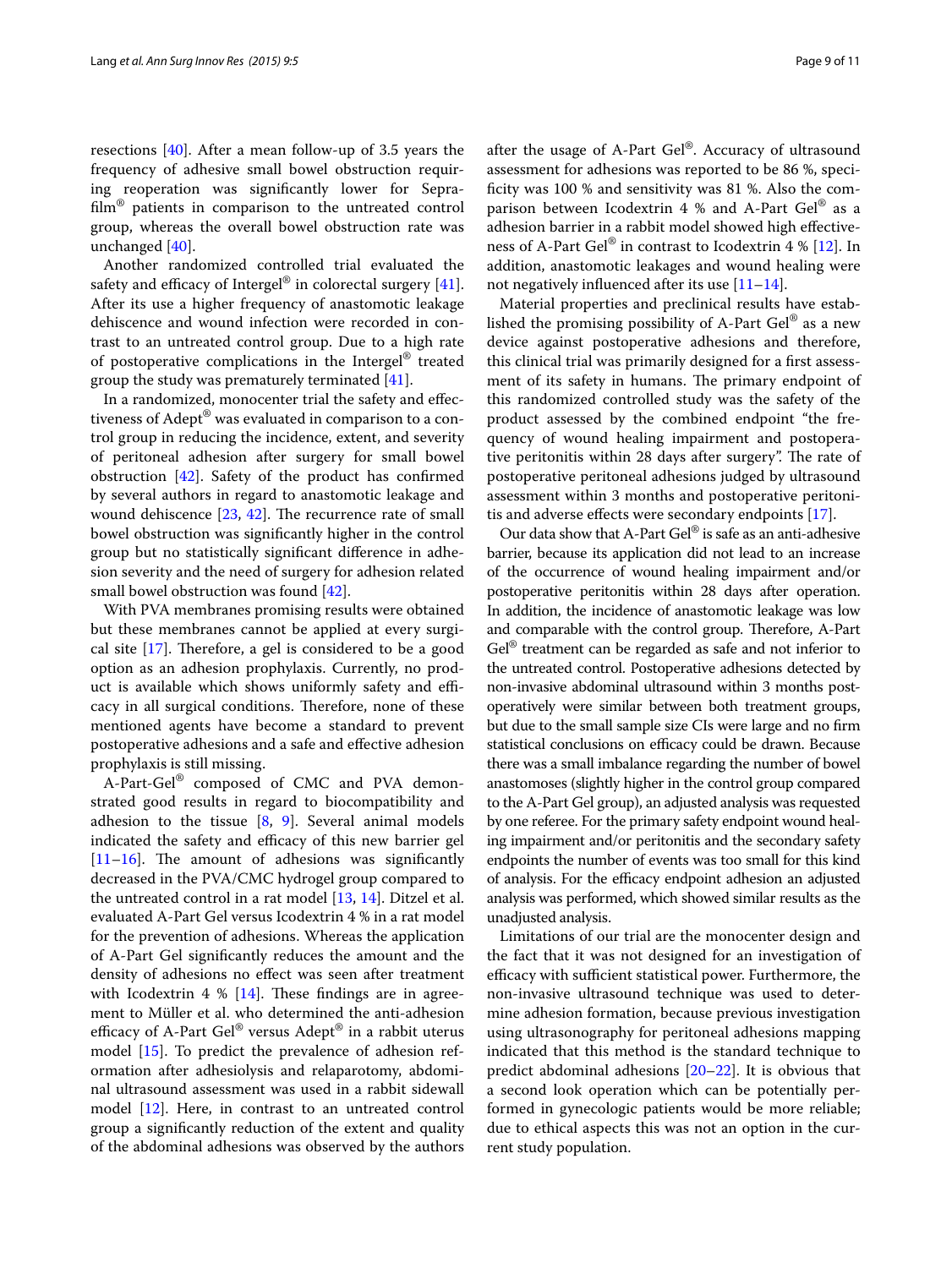resections [40]. After a mean follow-up of 3.5 years the frequency of adhesive small bowel obstruction requiring reoperation was significantly lower for Seprafilm® patients in comparison to the untreated control group, whereas the overall bowel obstruction rate was unchanged [40].

Another randomized controlled trial evaluated the safety and efficacy of Intergel® in colorectal surgery [41]. After its use a higher frequency of anastomotic leakage dehiscence and wound infection were recorded in contrast to an untreated control group. Due to a high rate of postoperative complications in the Intergel® treated group the study was prematurely terminated [41].

In a randomized, monocenter trial the safety and effectiveness of Adept® was evaluated in comparison to a control group in reducing the incidence, extent, and severity of peritoneal adhesion after surgery for small bowel obstruction [42]. Safety of the product has confirmed by several authors in regard to anastomotic leakage and wound dehiscence [23, 42]. The recurrence rate of small bowel obstruction was significantly higher in the control group but no statistically significant difference in adhesion severity and the need of surgery for adhesion related small bowel obstruction was found [42].

With PVA membranes promising results were obtained but these membranes cannot be applied at every surgical site [17]. Therefore, a gel is considered to be a good option as an adhesion prophylaxis. Currently, no product is available which shows uniformly safety and efficacy in all surgical conditions. Therefore, none of these mentioned agents have become a standard to prevent postoperative adhesions and a safe and effective adhesion prophylaxis is still missing.

A-Part-Gel® composed of CMC and PVA demonstrated good results in regard to biocompatibility and adhesion to the tissue [8, 9]. Several animal models indicated the safety and efficacy of this new barrier gel [11–16]. The amount of adhesions was significantly decreased in the PVA/CMC hydrogel group compared to the untreated control in a rat model [13, 14]. Ditzel et al. evaluated A-Part Gel versus Icodextrin 4 % in a rat model for the prevention of adhesions. Whereas the application of A-Part Gel significantly reduces the amount and the density of adhesions no effect was seen after treatment with Icodextrin 4 % [14]. These findings are in agreement to Müller et al. who determined the anti-adhesion efficacy of A-Part Gel® versus Adept® in a rabbit uterus model [15]. To predict the prevalence of adhesion reformation after adhesiolysis and relaparotomy, abdominal ultrasound assessment was used in a rabbit sidewall model [12]. Here, in contrast to an untreated control group a significantly reduction of the extent and quality of the abdominal adhesions was observed by the authors after the usage of A-Part Gel®. Accuracy of ultrasound assessment for adhesions was reported to be 86 %, specificity was 100 % and sensitivity was 81 %. Also the comparison between Icodextrin 4 % and A-Part Gel® as a adhesion barrier in a rabbit model showed high effectiveness of A-Part Gel® in contrast to Icodextrin 4 % [12]. In addition, anastomotic leakages and wound healing were not negatively influenced after its use [11–14].

Material properties and preclinical results have established the promising possibility of A-Part Gel® as a new device against postoperative adhesions and therefore, this clinical trial was primarily designed for a first assessment of its safety in humans. The primary endpoint of this randomized controlled study was the safety of the product assessed by the combined endpoint "the frequency of wound healing impairment and postoperative peritonitis within 28 days after surgery". The rate of postoperative peritoneal adhesions judged by ultrasound assessment within 3 months and postoperative peritonitis and adverse effects were secondary endpoints [17].

Our data show that A-Part Gel® is safe as an anti-adhesive barrier, because its application did not lead to an increase of the occurrence of wound healing impairment and/or postoperative peritonitis within 28 days after operation. In addition, the incidence of anastomotic leakage was low and comparable with the control group. Therefore, A-Part Gel® treatment can be regarded as safe and not inferior to the untreated control. Postoperative adhesions detected by non-invasive abdominal ultrasound within 3 months postoperatively were similar between both treatment groups, but due to the small sample size CIs were large and no firm statistical conclusions on efficacy could be drawn. Because there was a small imbalance regarding the number of bowel anastomoses (slightly higher in the control group compared to the A-Part Gel group), an adjusted analysis was requested by one referee. For the primary safety endpoint wound healing impairment and/or peritonitis and the secondary safety endpoints the number of events was too small for this kind of analysis. For the efficacy endpoint adhesion an adjusted analysis was performed, which showed similar results as the unadjusted analysis.

Limitations of our trial are the monocenter design and the fact that it was not designed for an investigation of efficacy with sufficient statistical power. Furthermore, the non-invasive ultrasound technique was used to determine adhesion formation, because previous investigation using ultrasonography for peritoneal adhesions mapping indicated that this method is the standard technique to predict abdominal adhesions [20–22]. It is obvious that a second look operation which can be potentially performed in gynecologic patients would be more reliable; due to ethical aspects this was not an option in the current study population.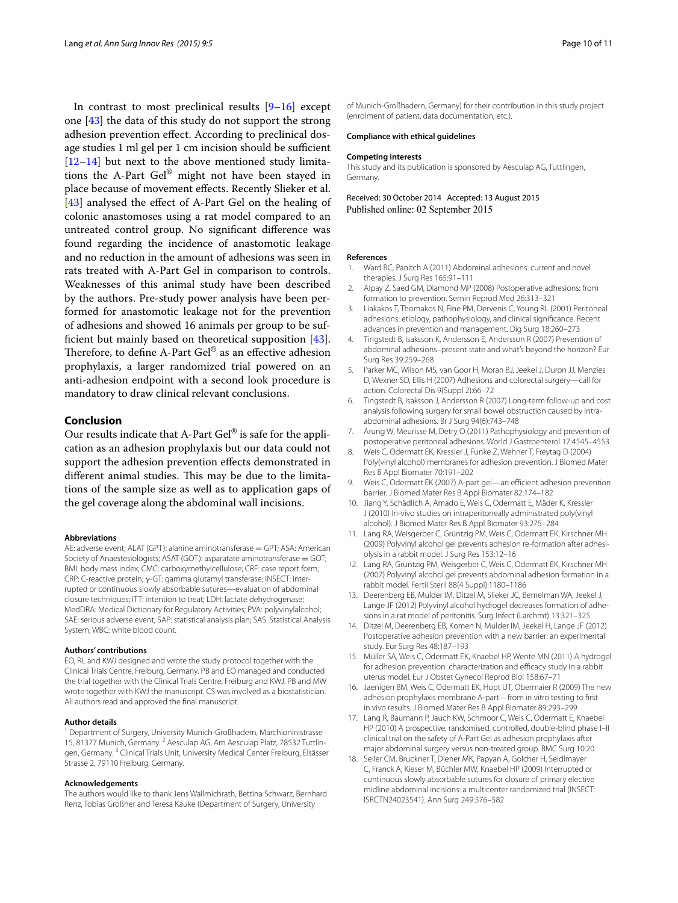In contrast to most preclinical results [9–16] except one [43] the data of this study do not support the strong adhesion prevention effect. According to preclinical dosage studies 1 ml gel per 1 cm incision should be sufficient [12–14] but next to the above mentioned study limitations the A-Part Gel® might not have been stayed in place because of movement effects. Recently Slieker et al. [43] analysed the effect of A-Part Gel on the healing of colonic anastomoses using a rat model compared to an untreated control group. No significant difference was found regarding the incidence of anastomotic leakage and no reduction in the amount of adhesions was seen in rats treated with A-Part Gel in comparison to controls. Weaknesses of this animal study have been described by the authors. Pre-study power analysis have been performed for anastomotic leakage not for the prevention of adhesions and showed 16 animals per group to be sufficient but mainly based on theoretical supposition [43]. Therefore, to define A-Part Gel® as an effective adhesion prophylaxis, a larger randomized trial powered on an anti-adhesion endpoint with a second look procedure is mandatory to draw clinical relevant conclusions.

## Conclusion

Our results indicate that A-Part Gel® is safe for the application as an adhesion prophylaxis but our data could not support the adhesion prevention effects demonstrated in different animal studies. This may be due to the limitations of the sample size as well as to application gaps of the gel coverage along the abdominal wall incisions.

#### Abbreviations

AE: adverse event; ALAT (GPT): alanine aminotransferase = GPT; ASA: American Society of Anaestesiologists; ASAT (GOT): asparatate aminotransferase = GOT; BMI: body mass index; CMC: carboxymethylcellulose; CRF: case report form; CRP: C-reactive protein; γ-GT: gamma glutamyl transferase; INSECT: interrupted or continuous slowly absorbable sutures—evaluation of abdominal closure techniques; ITT: intention to treat; LDH: lactate dehydrogenase; MedDRA: Medical Dictionary for Regulatory Activities; PVA: polyvinylalcohol; SAE: serious adverse event; SAP: statistical analysis plan; SAS: Statistical Analysis System; WBC: white blood count.

#### Authors' contributions

EO, RL and KWJ designed and wrote the study protocol together with the Clinical Trials Centre, Freiburg, Germany. PB and EO managed and conducted the trial together with the Clinical Trials Centre, Freiburg and KWJ. PB and MW wrote together with KWJ the manuscript. CS was involved as a biostatistician. All authors read and approved the final manuscript.

#### Author details

[1] Department of Surgery, University Munich-Großhadern, Marchioninistrasse 15, 81377 Munich, Germany. [2] Aesculap AG, Am Aesculap Platz, 78532 Tuttlingen, Germany. [3] Clinical Trials Unit, University Medical Center Freiburg, Elsässer Strasse 2, 79110 Freiburg, Germany.

#### Acknowledgements

The authors would like to thank Jens Wallmichrath, Bettina Schwarz, Bernhard Renz, Tobias Großner and Teresa Kauke (Department of Surgery, University of Munich-Großhadern, Germany) for their contribution in this study project (enrolment of patient, data documentation, etc.).

#### Compliance with ethical guidelines

#### Competing interests

This study and its publication is sponsored by Aesculap AG, Tuttlingen, Germany.

Received: 30 October 2014 Accepted: 13 August 2015
Published online: 02 September 2015

#### References

1. Ward BC, Panitch A (2011) Abdominal adhesions: current and novel therapies. J Surg Res 165:91–111
2. Alpay Z, Saed GM, Diamond MP (2008) Postoperative adhesions: from formation to prevention. Semin Reprod Med 26:313–321
3. Liakakos T, Thomakos N, Fine PM, Dervenis C, Young RL (2001) Peritoneal adhesions: etiology, pathophysiology, and clinical significance. Recent advances in prevention and management. Dig Surg 18:260–273
4. Tingstedt B, Isaksson K, Andersson E, Andersson R (2007) Prevention of abdominal adhesions–present state and what's beyond the horizon? Eur Surg Res 39:259–268
5. Parker MC, Wilson MS, van Goor H, Moran BJ, Jeekel J, Duron JJ, Menzies D, Wexner SD, Ellis H (2007) Adhesions and colorectal surgery—call for action. Colorectal Dis 9(Suppl 2):66–72
6. Tingstedt B, Isaksson J, Andersson R (2007) Long-term follow-up and cost analysis following surgery for small bowel obstruction caused by intra-abdominal adhesions. Br J Surg 94(6):743–748
7. Arung W, Meurisse M, Detry O (2011) Pathophysiology and prevention of postoperative peritoneal adhesions. World J Gastroenterol 17:4545–4553
8. Weis C, Odermatt EK, Kressler J, Funke Z, Wehner T, Freytag D (2004) Poly(vinyl alcohol) membranes for adhesion prevention. J Biomed Mater Res B Appl Biomater 70:191–202
9. Weis C, Odermatt EK (2007) A-part gel—an efficient adhesion prevention barrier. J Biomed Mater Res B Appl Biomater 82:174–182
10. Jiang Y, Schädlich A, Amado E, Weis C, Odermatt E, Mäder K, Kressler J (2010) In-vivo studies on intraperitoneally administrated poly(vinyl alcohol). J Biomed Mater Res B Appl Biomater 93:275–284
11. Lang RA, Weisgerber C, Grüntzig PM, Weis C, Odermatt EK, Kirschner MH (2009) Polyvinyl alcohol gel prevents adhesion re-formation after adhesiolysis in a rabbit model. J Surg Res 153:12–16
12. Lang RA, Grüntzig PM, Weisgerber C, Weis C, Odermatt EK, Kirschner MH (2007) Polyvinyl alcohol gel prevents abdominal adhesion formation in a rabbit model. Fertil Steril 88(4 Suppl):1180–1186
13. Deerenberg EB, Mulder IM, Ditzel M, Slieker JC, Bemelman WA, Jeekel J, Lange JF (2012) Polyvinyl alcohol hydrogel decreases formation of adhesions in a rat model of peritonitis. Surg Infect (Larchmt) 13:321–325
14. Ditzel M, Deerenberg EB, Komen N, Mulder IM, Jeekel H, Lange JF (2012) Postoperative adhesion prevention with a new barrier: an experimental study. Eur Surg Res 48:187–193
15. Müller SA, Weis C, Odermatt EK, Knaebel HP, Wente MN (2011) A hydrogel for adhesion prevention: characterization and efficacy study in a rabbit uterus model. Eur J Obstet Gynecol Reprod Biol 158:67–71
16. Jaenigen BM, Weis C, Odermatt EK, Hopt UT, Obermaier R (2009) The new adhesion prophylaxis membrane A-part—from in vitro testing to first in vivo results. J Biomed Mater Res B Appl Biomater 89:293–299
17. Lang R, Baumann P, Jauch KW, Schmoor C, Weis C, Odermatt E, Knaebel HP (2010) A prospective, randomised, controlled, double-blind phase I–II clinical trial on the safety of A-Part Gel as adhesion prophylaxis after major abdominal surgery versus non-treated group. BMC Surg 10:20
18. Seiler CM, Bruckner T, Diener MK, Papyan A, Golcher H, Seidlmayer C, Franck A, Kieser M, Büchler MW, Knaebel HP (2009) Interrupted or continuous slowly absorbable sutures for closure of primary elective midline abdominal incisions: a multicenter randomized trial (INSECT: ISRCTN24023541). Ann Surg 249:576–582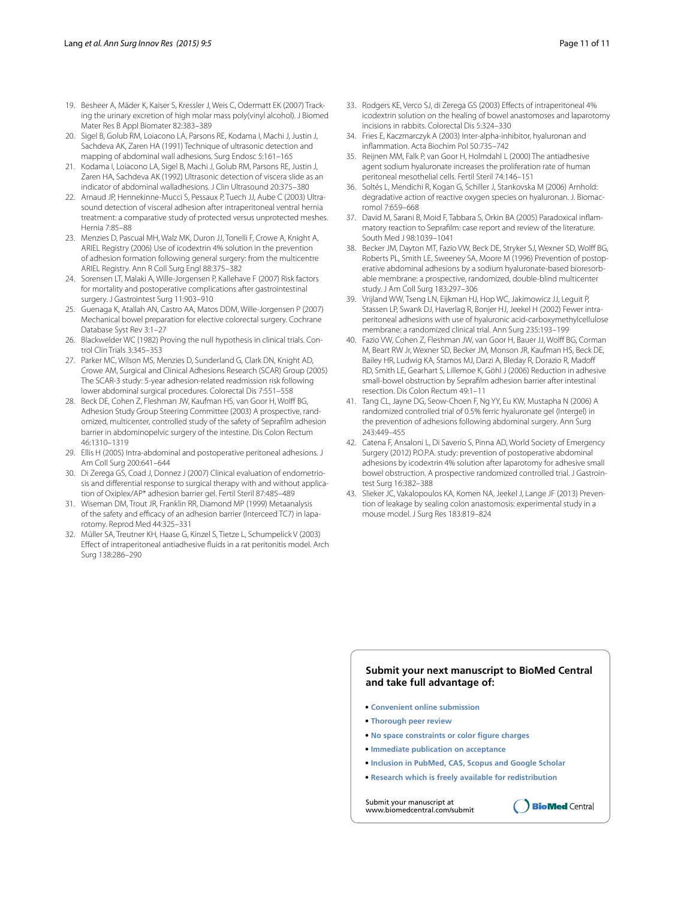19. Besheer A, Mäder K, Kaiser S, Kressler J, Weis C, Odermatt EK (2007) Tracking the urinary excretion of high molar mass poly(vinyl alcohol). J Biomed Mater Res B Appl Biomater 82:383–389
20. Sigel B, Golub RM, Loiacono LA, Parsons RE, Kodama I, Machi J, Justin J, Sachdeva AK, Zaren HA (1991) Technique of ultrasonic detection and mapping of abdominal wall adhesions. Surg Endosc 5:161–165
21. Kodama I, Loiacono LA, Sigel B, Machi J, Golub RM, Parsons RE, Justin J, Zaren HA, Sachdeva AK (1992) Ultrasonic detection of viscera slide as an indicator of abdominal walladhesions. J Clin Ultrasound 20:375–380
22. Arnaud JP, Hennekinne-Mucci S, Pessaux P, Tuech JJ, Aube C (2003) Ultrasound detection of visceral adhesion after intraperitoneal ventral hernia treatment: a comparative study of protected versus unprotected meshes. Hernia 7:85–88
23. Menzies D, Pascual MH, Walz MK, Duron JJ, Tonelli F, Crowe A, Knight A, ARIEL Registry (2006) Use of icodextrin 4% solution in the prevention of adhesion formation following general surgery: from the multicentre ARIEL Registry. Ann R Coll Surg Engl 88:375–382
24. Sorensen LT, Malaki A, Wille-Jorgensen P, Kallehave F (2007) Risk factors for mortality and postoperative complications after gastrointestinal surgery. J Gastrointest Surg 11:903–910
25. Guenaga K, Atallah AN, Castro AA, Matos DDM, Wille-Jorgensen P (2007) Mechanical bowel preparation for elective colorectal surgery. Cochrane Database Syst Rev 3:1–27
26. Blackwelder WC (1982) Proving the null hypothesis in clinical trials. Control Clin Trials 3:345–353
27. Parker MC, Wilson MS, Menzies D, Sunderland G, Clark DN, Knight AD, Crowe AM, Surgical and Clinical Adhesions Research (SCAR) Group (2005) The SCAR-3 study: 5-year adhesion-related readmission risk following lower abdominal surgical procedures. Colorectal Dis 7:551–558
28. Beck DE, Cohen Z, Fleshman JW, Kaufman HS, van Goor H, Wolff BG, Adhesion Study Group Steering Committee (2003) A prospective, randomized, multicenter, controlled study of the safety of Seprafilm adhesion barrier in abdominopelvic surgery of the intestine. Dis Colon Rectum 46:1310–1319
29. Ellis H (2005) Intra-abdominal and postoperative peritoneal adhesions. J Am Coll Surg 200:641–644
30. Di Zerega GS, Coad J, Donnez J (2007) Clinical evaluation of endometriosis and differential response to surgical therapy with and without application of Oxiplex/AP* adhesion barrier gel. Fertil Steril 87:485–489
31. Wiseman DM, Trout JR, Franklin RR, Diamond MP (1999) Metaanalysis of the safety and efficacy of an adhesion barrier (Interceed TC7) in laparotomy. Reprod Med 44:325–331
32. Müller SA, Treutner KH, Haase G, Kinzel S, Tietze L, Schumpelick V (2003) Effect of intraperitoneal antiadhesive fluids in a rat peritonitis model. Arch Surg 138:286–290
33. Rodgers KE, Verco SJ, di Zerega GS (2003) Effects of intraperitoneal 4% icodextrin solution on the healing of bowel anastomoses and laparotomy incisions in rabbits. Colorectal Dis 5:324–330
34. Fries E, Kaczmarczyk A (2003) Inter-alpha-inhibitor, hyaluronan and inflammation. Acta Biochim Pol 50:735–742
35. Reijnen MM, Falk P, van Goor H, Holmdahl L (2000) The antiadhesive agent sodium hyaluronate increases the proliferation rate of human peritoneal mesothelial cells. Fertil Steril 74:146–151
36. Soltés L, Mendichi R, Kogan G, Schiller J, Stankovska M (2006) Arnhold: degradative action of reactive oxygen species on hyaluronan. J. Biomacromol 7:659–668
37. David M, Sarani B, Moid F, Tabbara S, Orkin BA (2005) Paradoxical inflammatory reaction to Seprafilm: case report and review of the literature. South Med J 98:1039–1041
38. Becker JM, Dayton MT, Fazio VW, Beck DE, Stryker SJ, Wexner SD, Wolff BG, Roberts PL, Smith LE, Sweeney SA, Moore M (1996) Prevention of postoperative abdominal adhesions by a sodium hyaluronate-based bioresorbable membrane: a prospective, randomized, double-blind multicenter study. J Am Coll Surg 183:297–306
39. Vrijland WW, Tseng LN, Eijkman HJ, Hop WC, Jakimowicz JJ, Leguit P, Stassen LP, Swank DJ, Haverlag R, Bonjer HJ, Jeekel H (2002) Fewer intraperitoneal adhesions with use of hyaluronic acid-carboxymethylcellulose membrane: a randomized clinical trial. Ann Surg 235:193–199
40. Fazio VW, Cohen Z, Fleshman JW, van Goor H, Bauer JJ, Wolff BG, Corman M, Beart RW Jr, Wexner SD, Becker JM, Monson JR, Kaufman HS, Beck DE, Bailey HR, Ludwig KA, Stamos MJ, Darzi A, Bleday R, Dorazio R, Madoff RD, Smith LE, Gearhart S, Lillemoe K, Göhl J (2006) Reduction in adhesive small-bowel obstruction by Seprafilm adhesion barrier after intestinal resection. Dis Colon Rectum 49:1–11
41. Tang CL, Jayne DG, Seow-Choen F, Ng YY, Eu KW, Mustapha N (2006) A randomized controlled trial of 0.5% ferric hyaluronate gel (Intergel) in the prevention of adhesions following abdominal surgery. Ann Surg 243:449–455
42. Catena F, Ansaloni L, Di Saverio S, Pinna AD, World Society of Emergency Surgery (2012) P.O.P.A. study: prevention of postoperative abdominal adhesions by icodextrin 4% solution after laparotomy for adhesive small bowel obstruction. A prospective randomized controlled trial. J Gastrointest Surg 16:382–388
43. Slieker JC, Vakalopoulos KA, Komen NA, Jeekel J, Lange JF (2013) Prevention of leakage by sealing colon anastomosis: experimental study in a mouse model. J Surg Res 183:819–824

**Submit your next manuscript to BioMed Central and take full advantage of:**

- **Convenient online submission**
- **Thorough peer review**
- **No space constraints or color figure charges**
- **Immediate publication on acceptance**
- **Inclusion in PubMed, CAS, Scopus and Google Scholar**
- **Research which is freely available for redistribution**

Submit your manuscript at
www.biomedcentral.com/submit

BioMed Central